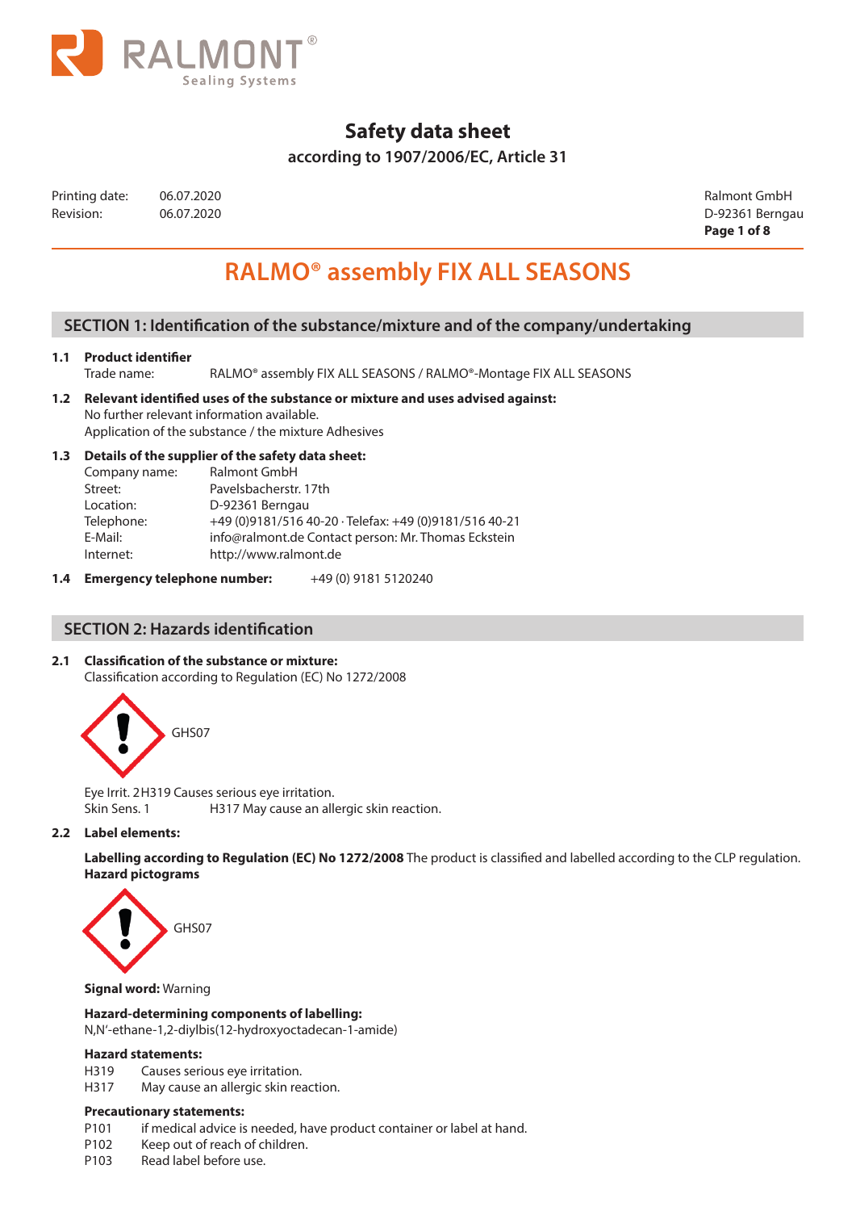# Safety data sheet

**according to 1907/2006/EC, Article 31**

Printing date: 06.07.2020
Revision: 06.07.2020

Ralmont GmbH
D-92361 Berngau

# RALMO® assembly FIX ALL SEASONS

## SECTION 1: Identification of the substance/mixture and of the company/undertaking

**1.1 Product identifier**

Trade name: RALMO® assembly FIX ALL SEASONS / RALMO®-Montage FIX ALL SEASONS

**1.2 Relevant identified uses of the substance or mixture and uses advised against:**

No further relevant information available.
Application of the substance / the mixture Adhesives

**1.3 Details of the supplier of the safety data sheet:**

Company name: Ralmont GmbH
Street: Pavelsbacherstr. 17th
Location: D-92361 Berngau
Telephone: +49 (0)9181/516 40-20 · Telefax: +49 (0)9181/516 40-21
E-Mail: info@ralmont.de Contact person: Mr. Thomas Eckstein
Internet: http://www.ralmont.de

**1.4 Emergency telephone number:** +49 (0) 9181 5120240

## SECTION 2: Hazards identification

**2.1 Classification of the substance or mixture:**

Classification according to Regulation (EC) No 1272/2008

GHS07

Eye Irrit. 2 H319 Causes serious eye irritation.
Skin Sens. 1 H317 May cause an allergic skin reaction.

**2.2 Label elements:**

**Labelling according to Regulation (EC) No 1272/2008** The product is classified and labelled according to the CLP regulation.
**Hazard pictograms**

GHS07

**Signal word:** Warning

**Hazard-determining components of labelling:**
N,N'-ethane-1,2-diylbis(12-hydroxyoctadecan-1-amide)

**Hazard statements:**

H319 Causes serious eye irritation.
H317 May cause an allergic skin reaction.

**Precautionary statements:**

P101 if medical advice is needed, have product container or label at hand.
P102 Keep out of reach of children.
P103 Read label before use.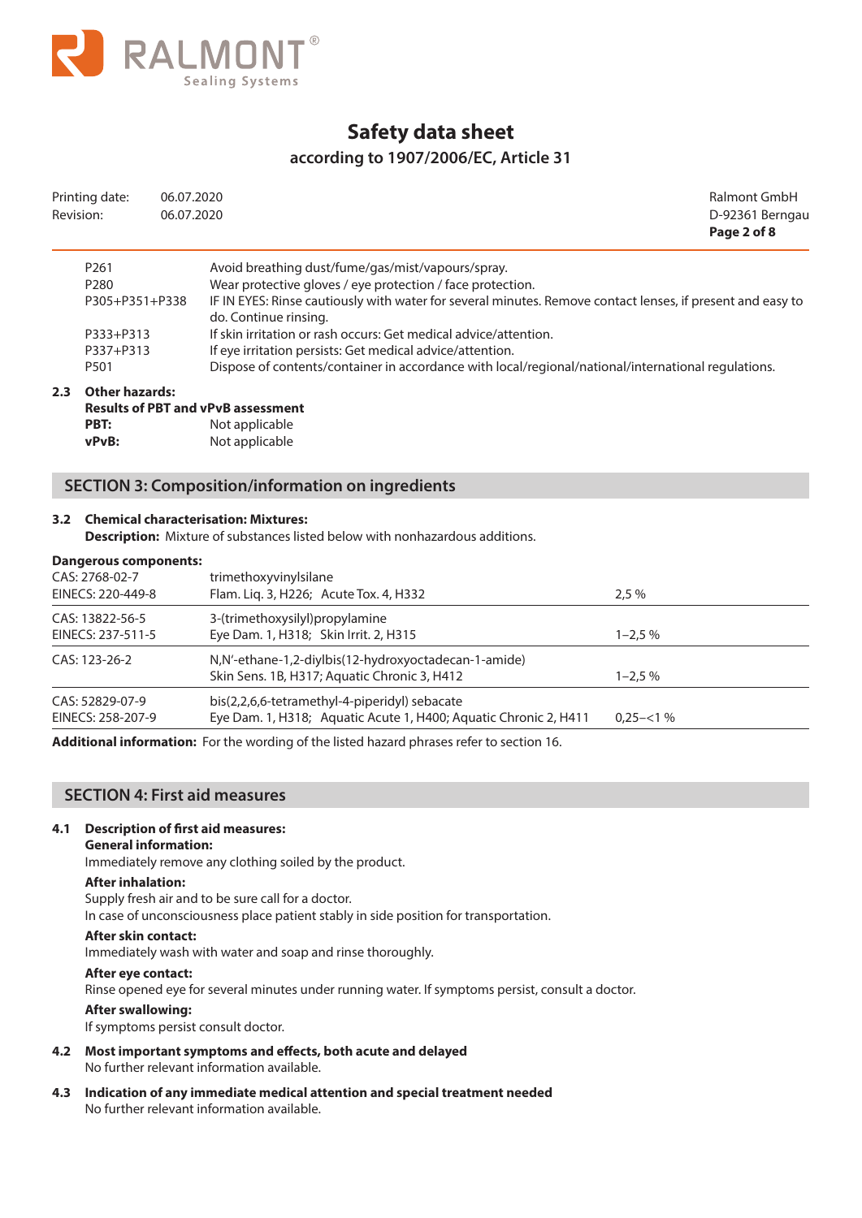| | |
|---|---|
| P261 | Avoid breathing dust/fume/gas/mist/vapours/spray. |
| P280 | Wear protective gloves / eye protection / face protection. |
| P305+P351+P338 | IF IN EYES: Rinse cautiously with water for several minutes. Remove contact lenses, if present and easy to do. Continue rinsing. |
| P333+P313 | If skin irritation or rash occurs: Get medical advice/attention. |
| P337+P313 | If eye irritation persists: Get medical advice/attention. |
| P501 | Dispose of contents/container in accordance with local/regional/national/international regulations. |

**2.3 Other hazards:**

**Results of PBT and vPvB assessment**

**PBT:** Not applicable

**vPvB:** Not applicable

## SECTION 3: Composition/information on ingredients

**3.2 Chemical characterisation: Mixtures:**

**Description:** Mixture of substances listed below with nonhazardous additions.

**Dangerous components:**

| | | |
|---|---|---|
| CAS: 2768-02-7<br>EINECS: 220-449-8 | trimethoxyvinylsilane<br>Flam. Liq. 3, H226; Acute Tox. 4, H332 | 2,5 % |
| CAS: 13822-56-5<br>EINECS: 237-511-5 | 3-(trimethoxysilyl)propylamine<br>Eye Dam. 1, H318; Skin Irrit. 2, H315 | 1–2,5 % |
| CAS: 123-26-2 | N,N'-ethane-1,2-diylbis(12-hydroxyoctadecan-1-amide)<br>Skin Sens. 1B, H317; Aquatic Chronic 3, H412 | 1–2,5 % |
| CAS: 52829-07-9<br>EINECS: 258-207-9 | bis(2,2,6,6-tetramethyl-4-piperidyl) sebacate<br>Eye Dam. 1, H318; Aquatic Acute 1, H400; Aquatic Chronic 2, H411 | 0,25–<1 % |

**Additional information:** For the wording of the listed hazard phrases refer to section 16.

## SECTION 4: First aid measures

**4.1 Description of first aid measures:**

**General information:**
Immediately remove any clothing soiled by the product.

**After inhalation:**
Supply fresh air and to be sure call for a doctor.
In case of unconsciousness place patient stably in side position for transportation.

**After skin contact:**
Immediately wash with water and soap and rinse thoroughly.

**After eye contact:**
Rinse opened eye for several minutes under running water. If symptoms persist, consult a doctor.

**After swallowing:**
If symptoms persist consult doctor.

**4.2 Most important symptoms and effects, both acute and delayed**
No further relevant information available.

**4.3 Indication of any immediate medical attention and special treatment needed**
No further relevant information available.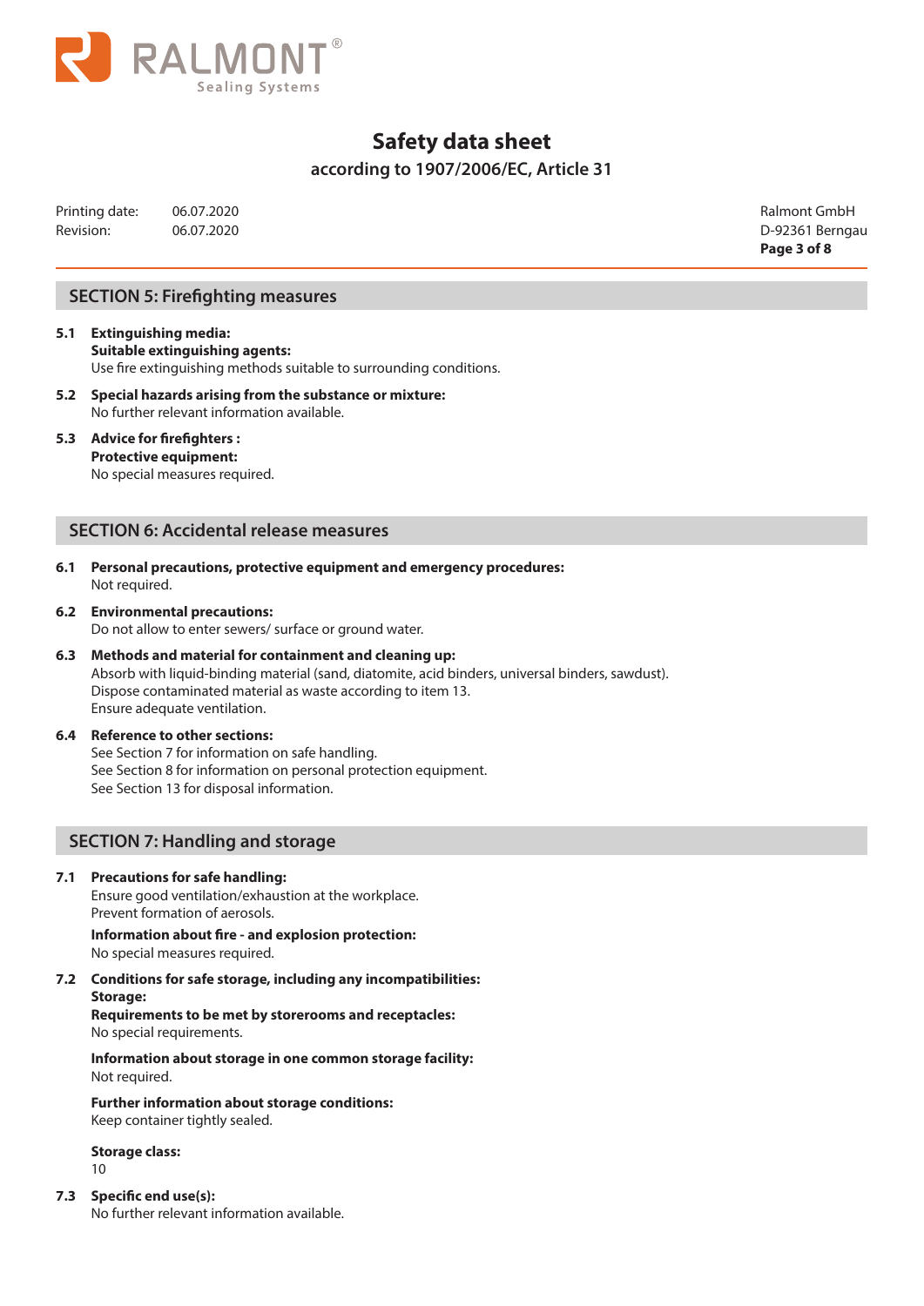## SECTION 5: Firefighting measures

**5.1 Extinguishing media:**
**Suitable extinguishing agents:**
Use fire extinguishing methods suitable to surrounding conditions.

**5.2 Special hazards arising from the substance or mixture:**
No further relevant information available.

**5.3 Advice for firefighters :**
**Protective equipment:**
No special measures required.

## SECTION 6: Accidental release measures

**6.1 Personal precautions, protective equipment and emergency procedures:**
Not required.

**6.2 Environmental precautions:**
Do not allow to enter sewers/ surface or ground water.

**6.3 Methods and material for containment and cleaning up:**
Absorb with liquid-binding material (sand, diatomite, acid binders, universal binders, sawdust).
Dispose contaminated material as waste according to item 13.
Ensure adequate ventilation.

**6.4 Reference to other sections:**
See Section 7 for information on safe handling.
See Section 8 for information on personal protection equipment.
See Section 13 for disposal information.

## SECTION 7: Handling and storage

**7.1 Precautions for safe handling:**
Ensure good ventilation/exhaustion at the workplace.
Prevent formation of aerosols.

**Information about fire - and explosion protection:**
No special measures required.

**7.2 Conditions for safe storage, including any incompatibilities:**
**Storage:**
**Requirements to be met by storerooms and receptacles:**
No special requirements.

**Information about storage in one common storage facility:**
Not required.

**Further information about storage conditions:**
Keep container tightly sealed.

**Storage class:**
10

**7.3 Specific end use(s):**
No further relevant information available.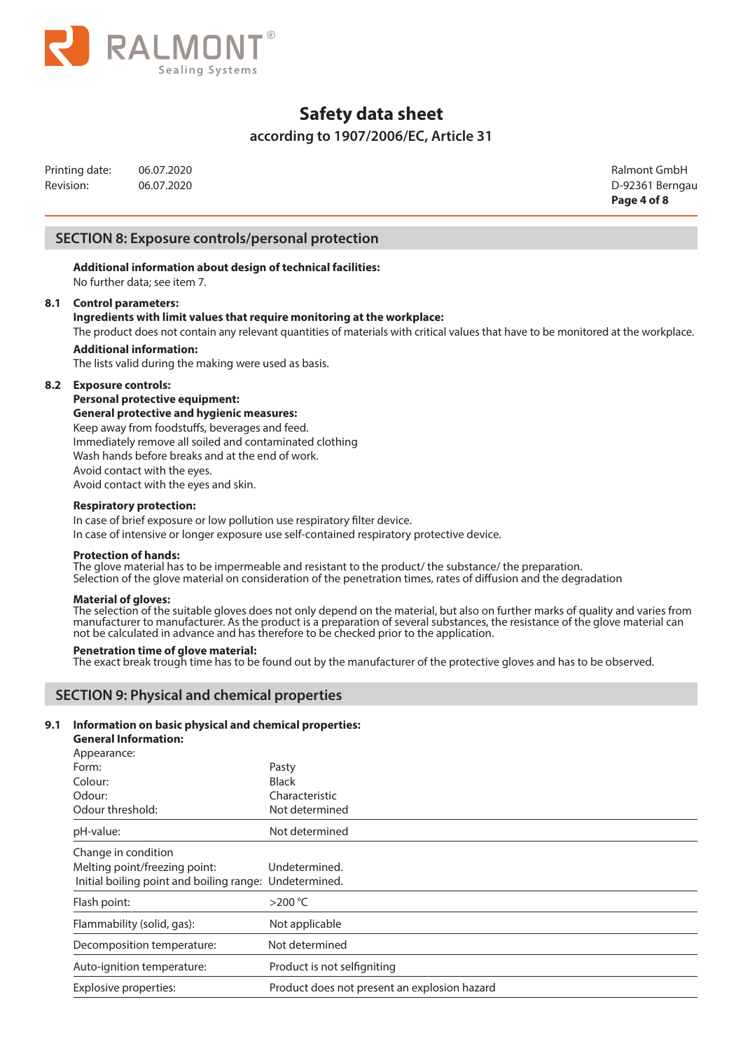## SECTION 8: Exposure controls/personal protection

**Additional information about design of technical facilities:**
No further data; see item 7.

**8.1 Control parameters:**

**Ingredients with limit values that require monitoring at the workplace:**
The product does not contain any relevant quantities of materials with critical values that have to be monitored at the workplace.

**Additional information:**
The lists valid during the making were used as basis.

**8.2 Exposure controls:**

**Personal protective equipment:**

**General protective and hygienic measures:**
Keep away from foodstuffs, beverages and feed.
Immediately remove all soiled and contaminated clothing
Wash hands before breaks and at the end of work.
Avoid contact with the eyes.
Avoid contact with the eyes and skin.

**Respiratory protection:**
In case of brief exposure or low pollution use respiratory filter device.
In case of intensive or longer exposure use self-contained respiratory protective device.

**Protection of hands:**
The glove material has to be impermeable and resistant to the product/ the substance/ the preparation.
Selection of the glove material on consideration of the penetration times, rates of diffusion and the degradation

**Material of gloves:**
The selection of the suitable gloves does not only depend on the material, but also on further marks of quality and varies from manufacturer to manufacturer. As the product is a preparation of several substances, the resistance of the glove material can not be calculated in advance and has therefore to be checked prior to the application.

**Penetration time of glove material:**
The exact break trough time has to be found out by the manufacturer of the protective gloves and has to be observed.

## SECTION 9: Physical and chemical properties

**9.1 Information on basic physical and chemical properties:**

**General Information:**

| | |
|---|---|
| Appearance: | |
| Form: | Pasty |
| Colour: | Black |
| Odour: | Characteristic |
| Odour threshold: | Not determined |
| pH-value: | Not determined |
| Change in condition | |
| Melting point/freezing point: | Undetermined. |
| Initial boiling point and boiling range: | Undetermined. |
| Flash point: | >200 °C |
| Flammability (solid, gas): | Not applicable |
| Decomposition temperature: | Not determined |
| Auto-ignition temperature: | Product is not selfigniting |
| Explosive properties: | Product does not present an explosion hazard |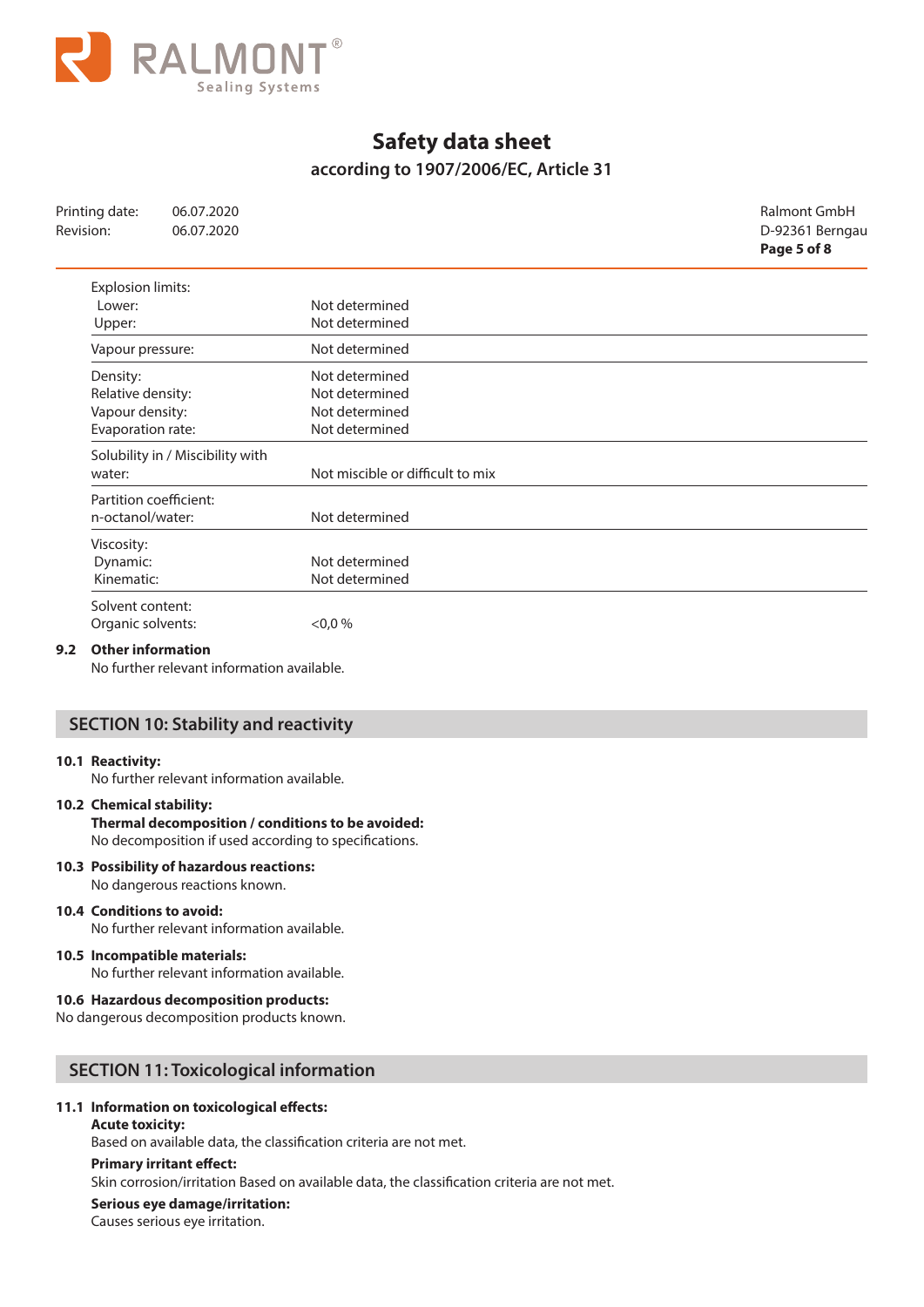| | |
|---|---|
| Explosion limits: | |
| Lower: | Not determined |
| Upper: | Not determined |
| Vapour pressure: | Not determined |
| Density: | Not determined |
| Relative density: | Not determined |
| Vapour density: | Not determined |
| Evaporation rate: | Not determined |
| Solubility in / Miscibility with water: | Not miscible or difficult to mix |
| Partition coefficient: n-octanol/water: | Not determined |
| Viscosity: | |
| Dynamic: | Not determined |
| Kinematic: | Not determined |
| Solvent content: | |
| Organic solvents: | <0,0 % |

**9.2 Other information**

No further relevant information available.

## SECTION 10: Stability and reactivity

**10.1 Reactivity:**

No further relevant information available.

**10.2 Chemical stability:**

**Thermal decomposition / conditions to be avoided:**

No decomposition if used according to specifications.

**10.3 Possibility of hazardous reactions:**

No dangerous reactions known.

**10.4 Conditions to avoid:**

No further relevant information available.

**10.5 Incompatible materials:**

No further relevant information available.

**10.6 Hazardous decomposition products:**

No dangerous decomposition products known.

## SECTION 11: Toxicological information

**11.1 Information on toxicological effects:**

**Acute toxicity:**

Based on available data, the classification criteria are not met.

**Primary irritant effect:**

Skin corrosion/irritation Based on available data, the classification criteria are not met.

**Serious eye damage/irritation:**

Causes serious eye irritation.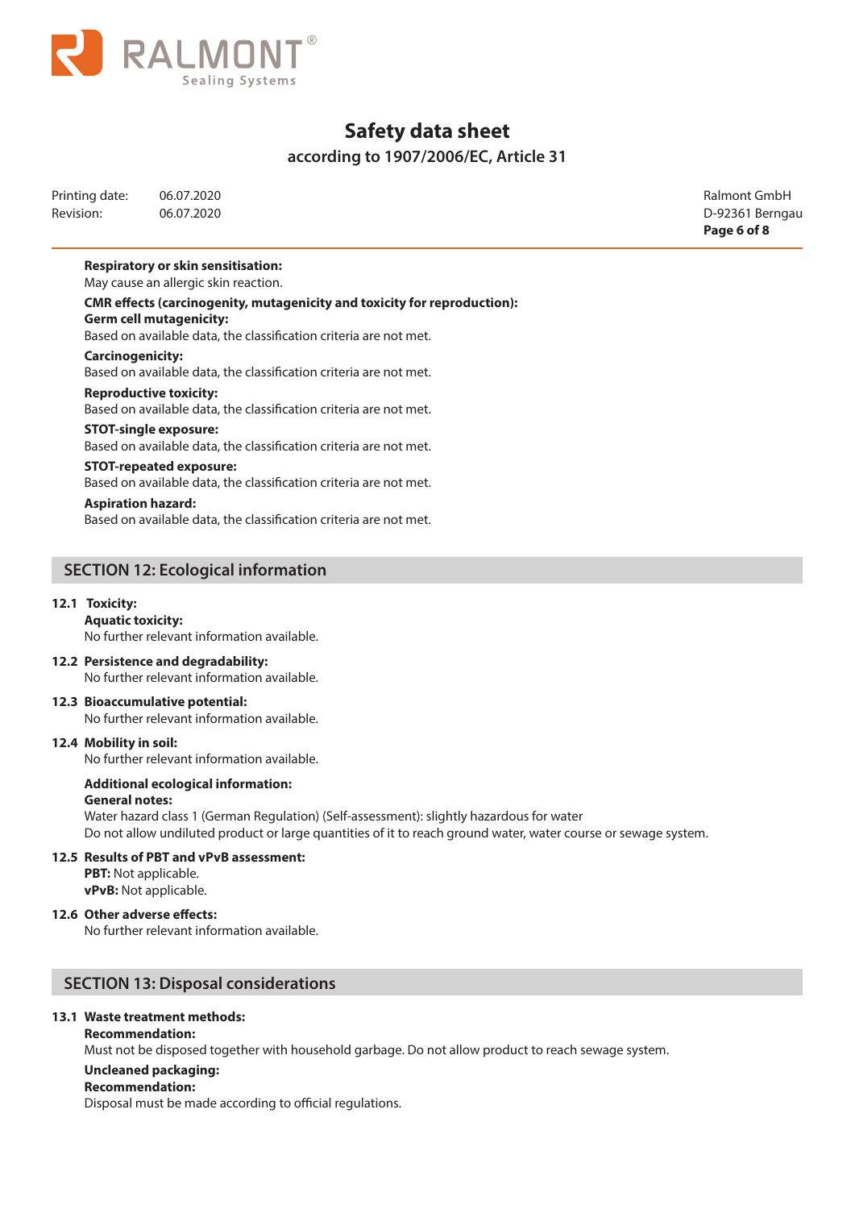**Respiratory or skin sensitisation:**
May cause an allergic skin reaction.

**CMR effects (carcinogenity, mutagenicity and toxicity for reproduction):**

**Germ cell mutagenicity:**
Based on available data, the classification criteria are not met.

**Carcinogenicity:**
Based on available data, the classification criteria are not met.

**Reproductive toxicity:**
Based on available data, the classification criteria are not met.

**STOT-single exposure:**
Based on available data, the classification criteria are not met.

**STOT-repeated exposure:**
Based on available data, the classification criteria are not met.

**Aspiration hazard:**
Based on available data, the classification criteria are not met.

## SECTION 12: Ecological information

**12.1 Toxicity:**

**Aquatic toxicity:**
No further relevant information available.

**12.2 Persistence and degradability:**
No further relevant information available.

**12.3 Bioaccumulative potential:**
No further relevant information available.

**12.4 Mobility in soil:**
No further relevant information available.

**Additional ecological information:**

**General notes:**
Water hazard class 1 (German Regulation) (Self-assessment): slightly hazardous for water
Do not allow undiluted product or large quantities of it to reach ground water, water course or sewage system.

**12.5 Results of PBT and vPvB assessment:**

**PBT:** Not applicable.
**vPvB:** Not applicable.

**12.6 Other adverse effects:**
No further relevant information available.

## SECTION 13: Disposal considerations

**13.1 Waste treatment methods:**

**Recommendation:**
Must not be disposed together with household garbage. Do not allow product to reach sewage system.

**Uncleaned packaging:**

**Recommendation:**
Disposal must be made according to official regulations.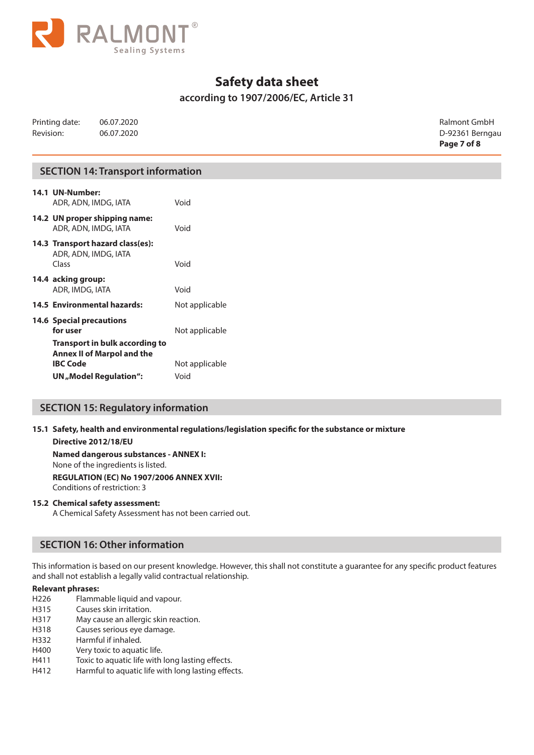## SECTION 14: Transport information

**14.1 UN-Number:**
ADR, ADN, IMDG, IATA — Void

**14.2 UN proper shipping name:**
ADR, ADN, IMDG, IATA — Void

**14.3 Transport hazard class(es):**
ADR, ADN, IMDG, IATA
Class — Void

**14.4 acking group:**
ADR, IMDG, IATA — Void

**14.5 Environmental hazards:** Not applicable

**14.6 Special precautions for user** — Not applicable

**Transport in bulk according to Annex II of Marpol and the IBC Code** — Not applicable

**UN „Model Regulation“:** Void

## SECTION 15: Regulatory information

**15.1 Safety, health and environmental regulations/legislation specific for the substance or mixture**

**Directive 2012/18/EU**

**Named dangerous substances - ANNEX I:**
None of the ingredients is listed.

**REGULATION (EC) No 1907/2006 ANNEX XVII:**
Conditions of restriction: 3

**15.2 Chemical safety assessment:**
A Chemical Safety Assessment has not been carried out.

## SECTION 16: Other information

This information is based on our present knowledge. However, this shall not constitute a guarantee for any specific product features and shall not establish a legally valid contractual relationship.

**Relevant phrases:**

H226 Flammable liquid and vapour.
H315 Causes skin irritation.
H317 May cause an allergic skin reaction.
H318 Causes serious eye damage.
H332 Harmful if inhaled.
H400 Very toxic to aquatic life.
H411 Toxic to aquatic life with long lasting effects.
H412 Harmful to aquatic life with long lasting effects.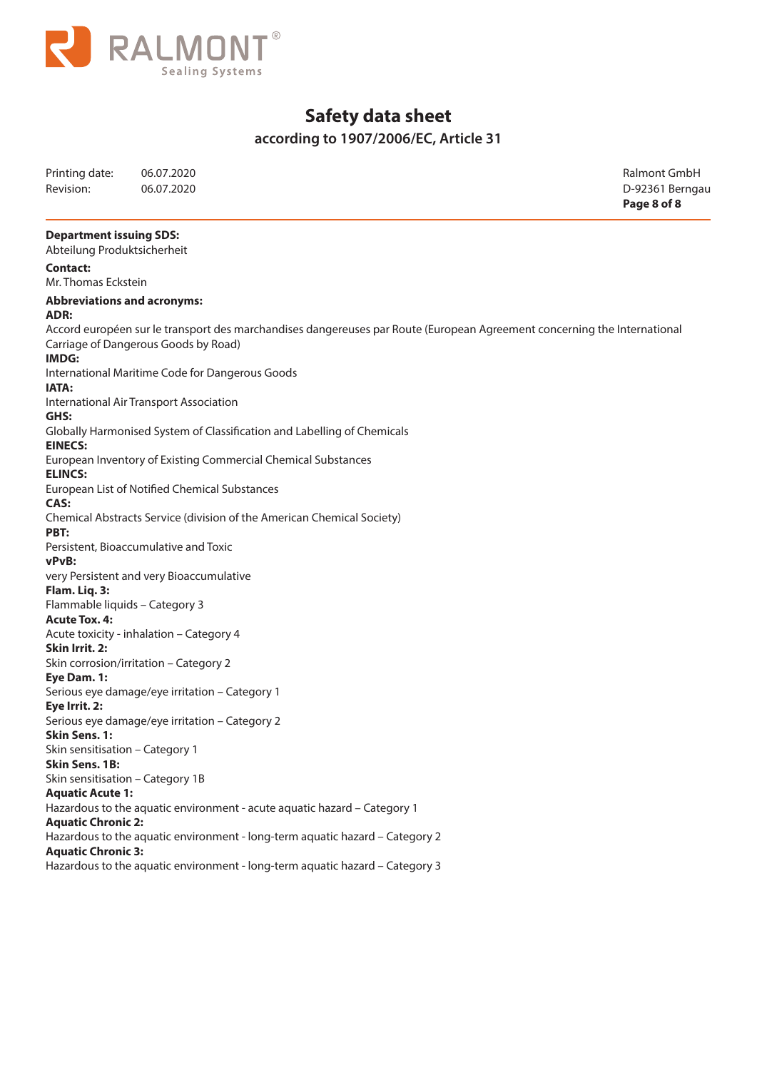**Department issuing SDS:**
Abteilung Produktsicherheit

**Contact:**
Mr. Thomas Eckstein

**Abbreviations and acronyms:**

**ADR:**
Accord européen sur le transport des marchandises dangereuses par Route (European Agreement concerning the International Carriage of Dangerous Goods by Road)

**IMDG:**
International Maritime Code for Dangerous Goods

**IATA:**
International Air Transport Association

**GHS:**
Globally Harmonised System of Classification and Labelling of Chemicals

**EINECS:**
European Inventory of Existing Commercial Chemical Substances

**ELINCS:**
European List of Notified Chemical Substances

**CAS:**
Chemical Abstracts Service (division of the American Chemical Society)

**PBT:**
Persistent, Bioaccumulative and Toxic

**vPvB:**
very Persistent and very Bioaccumulative

**Flam. Liq. 3:**
Flammable liquids – Category 3

**Acute Tox. 4:**
Acute toxicity - inhalation – Category 4

**Skin Irrit. 2:**
Skin corrosion/irritation – Category 2

**Eye Dam. 1:**
Serious eye damage/eye irritation – Category 1

**Eye Irrit. 2:**
Serious eye damage/eye irritation – Category 2

**Skin Sens. 1:**
Skin sensitisation – Category 1

**Skin Sens. 1B:**
Skin sensitisation – Category 1B

**Aquatic Acute 1:**
Hazardous to the aquatic environment - acute aquatic hazard – Category 1

**Aquatic Chronic 2:**
Hazardous to the aquatic environment - long-term aquatic hazard – Category 2

**Aquatic Chronic 3:**
Hazardous to the aquatic environment - long-term aquatic hazard – Category 3